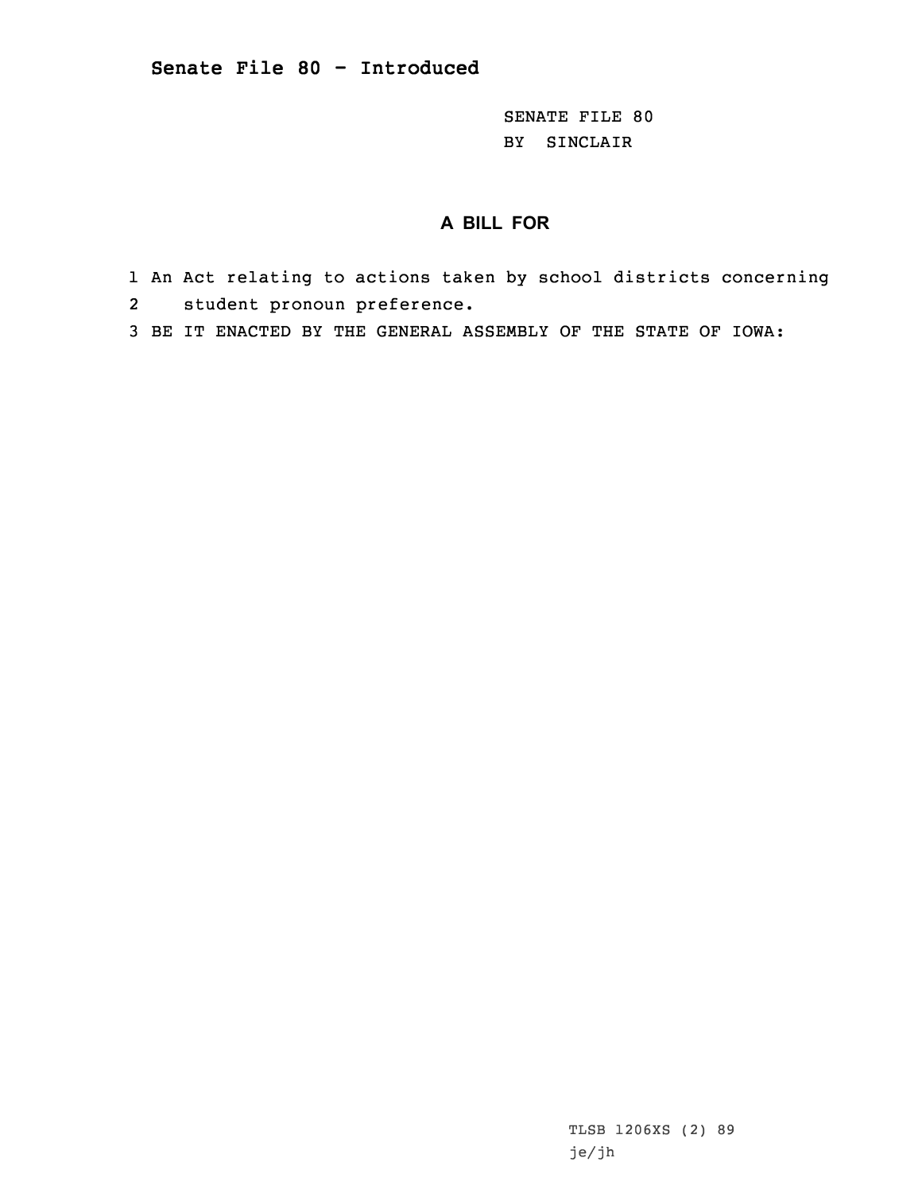## Senate File 80 - Introduced

SENATE FILE 80
BY SINCLAIR

**A BILL FOR**

1 An Act relating to actions taken by school districts concerning
2 student pronoun preference.
3 BE IT ENACTED BY THE GENERAL ASSEMBLY OF THE STATE OF IOWA:

TLSB 1206XS (2) 89
je/jh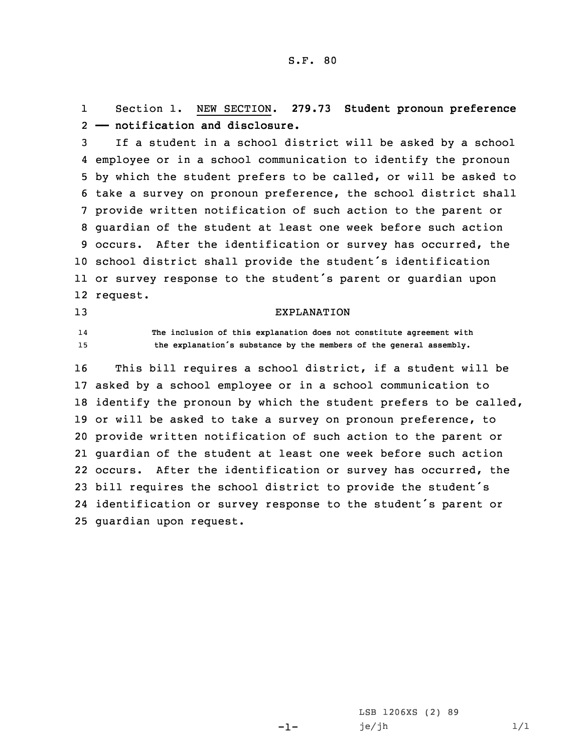S.F. 80

Section 1. NEW SECTION. **279.73 Student pronoun preference — notification and disclosure.**

If a student in a school district will be asked by a school employee or in a school communication to identify the pronoun by which the student prefers to be called, or will be asked to take a survey on pronoun preference, the school district shall provide written notification of such action to the parent or guardian of the student at least one week before such action occurs. After the identification or survey has occurred, the school district shall provide the student's identification or survey response to the student's parent or guardian upon request.

EXPLANATION

The inclusion of this explanation does not constitute agreement with the explanation's substance by the members of the general assembly.

This bill requires a school district, if a student will be asked by a school employee or in a school communication to identify the pronoun by which the student prefers to be called, or will be asked to take a survey on pronoun preference, to provide written notification of such action to the parent or guardian of the student at least one week before such action occurs. After the identification or survey has occurred, the bill requires the school district to provide the student's identification or survey response to the student's parent or guardian upon request.

LSB 1206XS (2) 89
je/jh